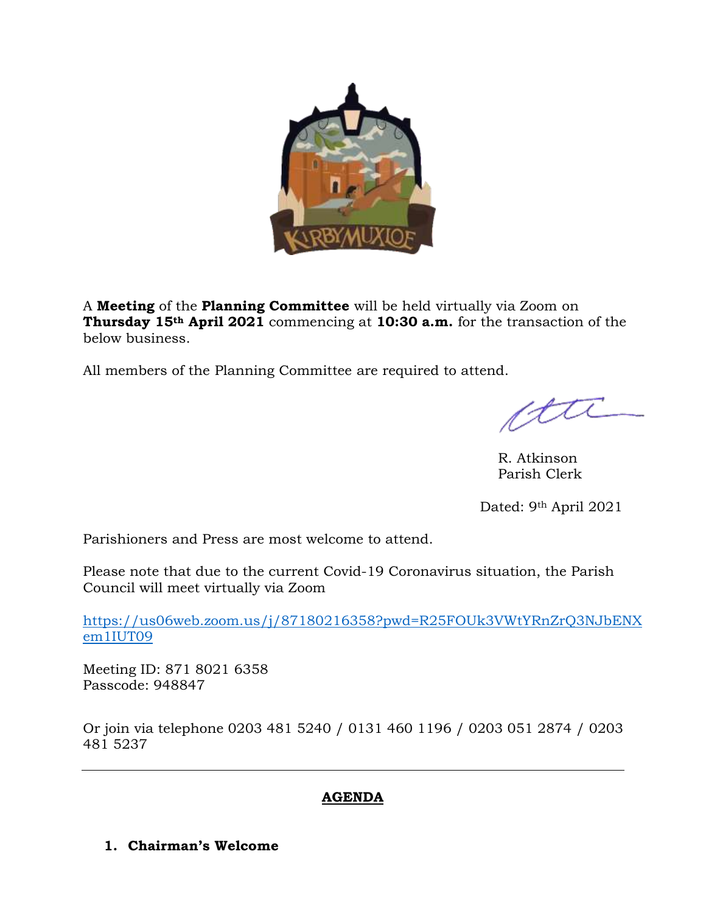A **Meeting** of the **Planning Committee** will be held virtually via Zoom on **Thursday 15th April 2021** commencing at **10:30 a.m.** for the transaction of the below business.

All members of the Planning Committee are required to attend.

R. Atkinson
Parish Clerk

Dated: 9th April 2021

Parishioners and Press are most welcome to attend.

Please note that due to the current Covid-19 Coronavirus situation, the Parish Council will meet virtually via Zoom

https://us06web.zoom.us/j/87180216358?pwd=R25FOUk3VWtYRnZrQ3NJbENXem1IUT09

Meeting ID: 871 8021 6358
Passcode: 948847

Or join via telephone 0203 481 5240 / 0131 460 1196 / 0203 051 2874 / 0203 481 5237

---

## AGENDA

1. **Chairman's Welcome**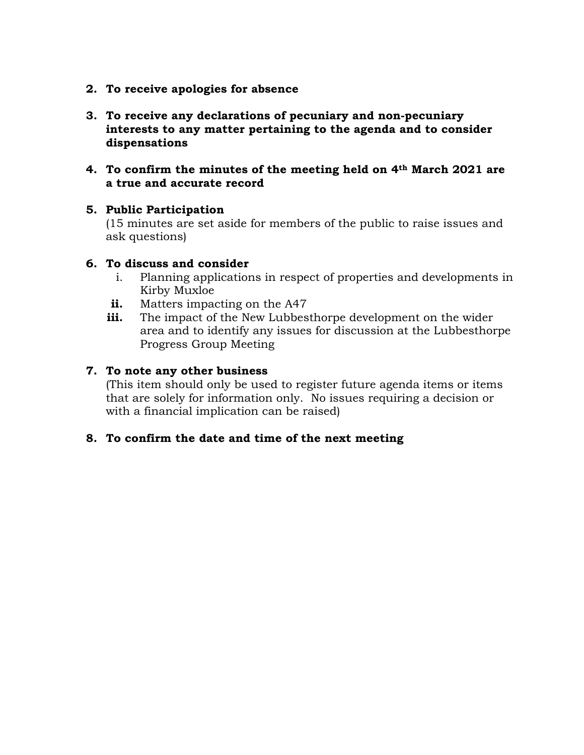2. **To receive apologies for absence**

3. **To receive any declarations of pecuniary and non-pecuniary interests to any matter pertaining to the agenda and to consider dispensations**

4. **To confirm the minutes of the meeting held on 4th March 2021 are a true and accurate record**

5. **Public Participation**
   (15 minutes are set aside for members of the public to raise issues and ask questions)

6. **To discuss and consider**
   i. Planning applications in respect of properties and developments in Kirby Muxloe
   **ii.** Matters impacting on the A47
   **iii.** The impact of the New Lubbesthorpe development on the wider area and to identify any issues for discussion at the Lubbesthorpe Progress Group Meeting

7. **To note any other business**
   (This item should only be used to register future agenda items or items that are solely for information only. No issues requiring a decision or with a financial implication can be raised)

8. **To confirm the date and time of the next meeting**